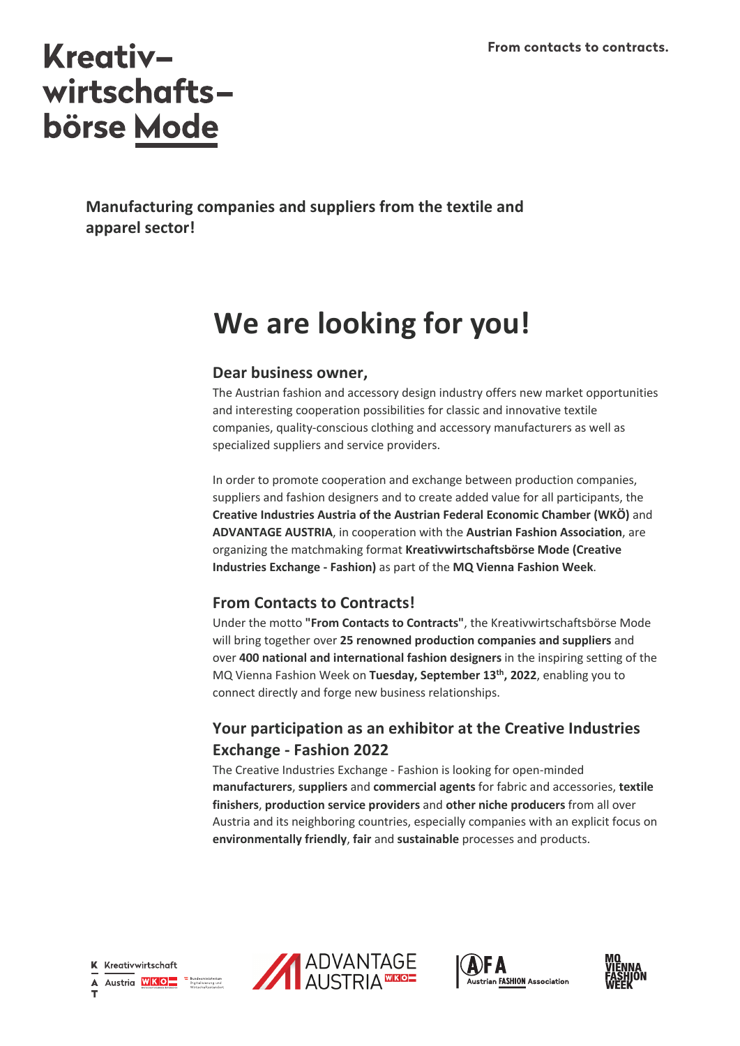From contacts to contracts.

# Kreativwirtschaftsbörse Mode

**Manufacturing companies and suppliers from the textile and apparel sector!**

# We are looking for you!

### Dear business owner,

The Austrian fashion and accessory design industry offers new market opportunities and interesting cooperation possibilities for classic and innovative textile companies, quality-conscious clothing and accessory manufacturers as well as specialized suppliers and service providers.

In order to promote cooperation and exchange between production companies, suppliers and fashion designers and to create added value for all participants, the **Creative Industries Austria of the Austrian Federal Economic Chamber (WKÖ)** and **ADVANTAGE AUSTRIA**, in cooperation with the **Austrian Fashion Association**, are organizing the matchmaking format **Kreativwirtschaftsbörse Mode (Creative Industries Exchange - Fashion)** as part of the **MQ Vienna Fashion Week**.

### From Contacts to Contracts!

Under the motto **"From Contacts to Contracts"**, the Kreativwirtschaftsbörse Mode will bring together over **25 renowned production companies and suppliers** and over **400 national and international fashion designers** in the inspiring setting of the MQ Vienna Fashion Week on **Tuesday, September 13th, 2022**, enabling you to connect directly and forge new business relationships.

### Your participation as an exhibitor at the Creative Industries Exchange - Fashion 2022

The Creative Industries Exchange - Fashion is looking for open-minded **manufacturers**, **suppliers** and **commercial agents** for fabric and accessories, **textile finishers**, **production service providers** and **other niche producers** from all over Austria and its neighboring countries, especially companies with an explicit focus on **environmentally friendly**, **fair** and **sustainable** processes and products.

Kreativwirtschaft Austria WKO | ADVANTAGE AUSTRIA WKO | AFA Austrian FASHION Association | MQ VIENNA FASHION WEEK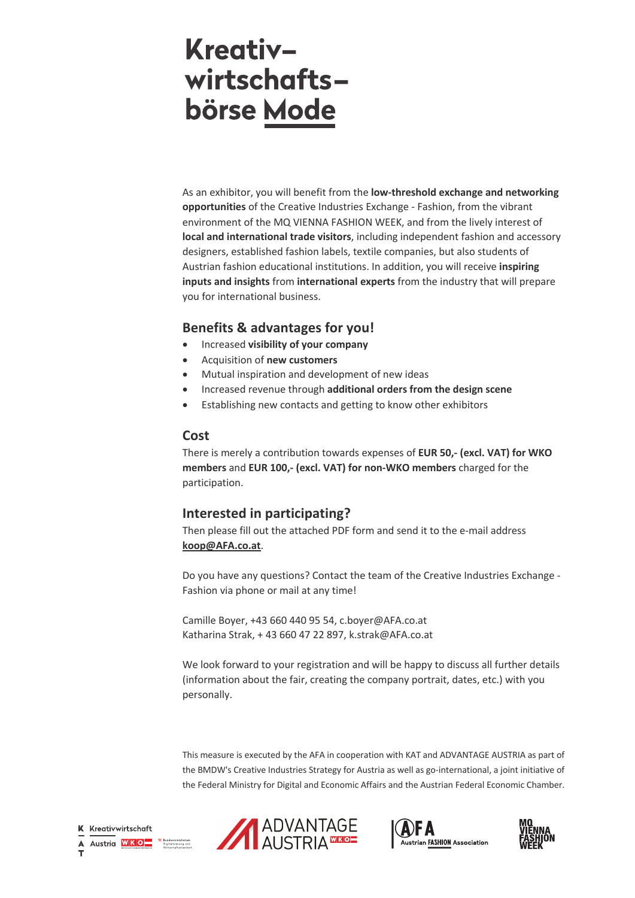# Kreativ-wirtschafts-börse Mode

As an exhibitor, you will benefit from the **low-threshold exchange and networking opportunities** of the Creative Industries Exchange - Fashion, from the vibrant environment of the MQ VIENNA FASHION WEEK, and from the lively interest of **local and international trade visitors**, including independent fashion and accessory designers, established fashion labels, textile companies, but also students of Austrian fashion educational institutions. In addition, you will receive **inspiring inputs and insights** from **international experts** from the industry that will prepare you for international business.

## Benefits & advantages for you!

- Increased **visibility of your company**
- Acquisition of **new customers**
- Mutual inspiration and development of new ideas
- Increased revenue through **additional orders from the design scene**
- Establishing new contacts and getting to know other exhibitors

## Cost

There is merely a contribution towards expenses of **EUR 50,- (excl. VAT) for WKO members** and **EUR 100,- (excl. VAT) for non-WKO members** charged for the participation.

## Interested in participating?

Then please fill out the attached PDF form and send it to the e-mail address **koop@AFA.co.at**.

Do you have any questions? Contact the team of the Creative Industries Exchange - Fashion via phone or mail at any time!

Camille Boyer, +43 660 440 95 54, c.boyer@AFA.co.at
Katharina Strak, + 43 660 47 22 897, k.strak@AFA.co.at

We look forward to your registration and will be happy to discuss all further details (information about the fair, creating the company portrait, dates, etc.) with you personally.

This measure is executed by the AFA in cooperation with KAT and ADVANTAGE AUSTRIA as part of the BMDW's Creative Industries Strategy for Austria as well as go-international, a joint initiative of the Federal Ministry for Digital and Economic Affairs and the Austrian Federal Economic Chamber.